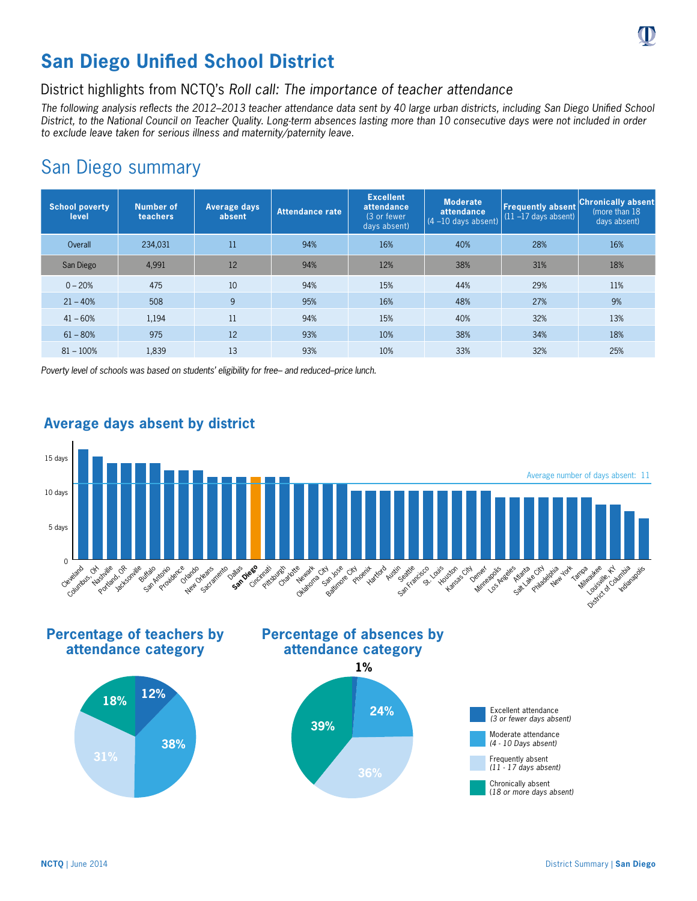# San Diego Unified School District

## District highlights from NCTQ's *Roll call: The importance of teacher attendance*

*The following analysis reflects the 2012–2013 teacher attendance data sent by 40 large urban districts, including San Diego Unified School District, to the National Council on Teacher Quality. Long-term absences lasting more than 10 consecutive days were not included in order to exclude leave taken for serious illness and maternity/paternity leave.*

## San Diego summary

| School poverty level | Number of teachers | Average days absent | Attendance rate | Excellent attendance (3 or fewer days absent) | Moderate attendance (4 –10 days absent) | Frequently absent (11 –17 days absent) | Chronically absent (more than 18 days absent) |
|---|---|---|---|---|---|---|---|
| Overall | 234,031 | 11 | 94% | 16% | 40% | 28% | 16% |
| San Diego | 4,991 | 12 | 94% | 12% | 38% | 31% | 18% |
| 0 – 20% | 475 | 10 | 94% | 15% | 44% | 29% | 11% |
| 21 – 40% | 508 | 9 | 95% | 16% | 48% | 27% | 9% |
| 41 – 60% | 1,194 | 11 | 94% | 15% | 40% | 32% | 13% |
| 61 – 80% | 975 | 12 | 93% | 10% | 38% | 34% | 18% |
| 81 – 100% | 1,839 | 13 | 93% | 10% | 33% | 32% | 25% |

*Poverty level of schools was based on students' eligibility for free– and reduced–price lunch.*

### Average days absent by district

Average number of days absent: 11

| District | Average days absent |
|---|---|
| Cleveland | 16 |
| Columbus, OH | 15 |
| Nashville | 14 |
| Portland, OR | 14 |
| Jacksonville | 14 |
| Buffalo | 14 |
| San Antonio | 13 |
| Providence | 13 |
| Orlando | 13 |
| New Orleans | 12 |
| Sacramento | 12 |
| Dallas | 12 |
| **San Diego** | 12 |
| Cincinnati | 12 |
| Pittsburgh | 12 |
| Charlotte | 11 |
| Newark | 11 |
| Oklahoma City | 11 |
| San Jose | 11 |
| Baltimore City | 10 |
| Phoenix | 10 |
| Hartford | 10 |
| Austin | 10 |
| Seattle | 10 |
| San Francisco | 10 |
| St. Louis | 10 |
| Houston | 10 |
| Kansas City | 10 |
| Denver | 10 |
| Minneapolis | 9 |
| Los Angeles | 9 |
| Atlanta | 9 |
| Salt Lake City | 9 |
| Philadelphia | 9 |
| New York | 9 |
| Tampa | 9 |
| Milwaukee | 8 |
| Louisville, KY | 8 |
| District of Columbia | 7 |
| Indianapolis | 6 |

### Percentage of teachers by attendance category

- Excellent attendance: 12%
- Moderate attendance: 38%
- Frequently absent: 31%
- Chronically absent: 18%

### Percentage of absences by attendance category

- Excellent attendance: 1%
- Moderate attendance: 24%
- Frequently absent: 36%
- Chronically absent: 39%

Excellent attendance (*3 or fewer days absent*)
Moderate attendance (*4 - 10 Days absent*)
Frequently absent (*11 - 17 days absent*)
Chronically absent (*18 or more days absent*)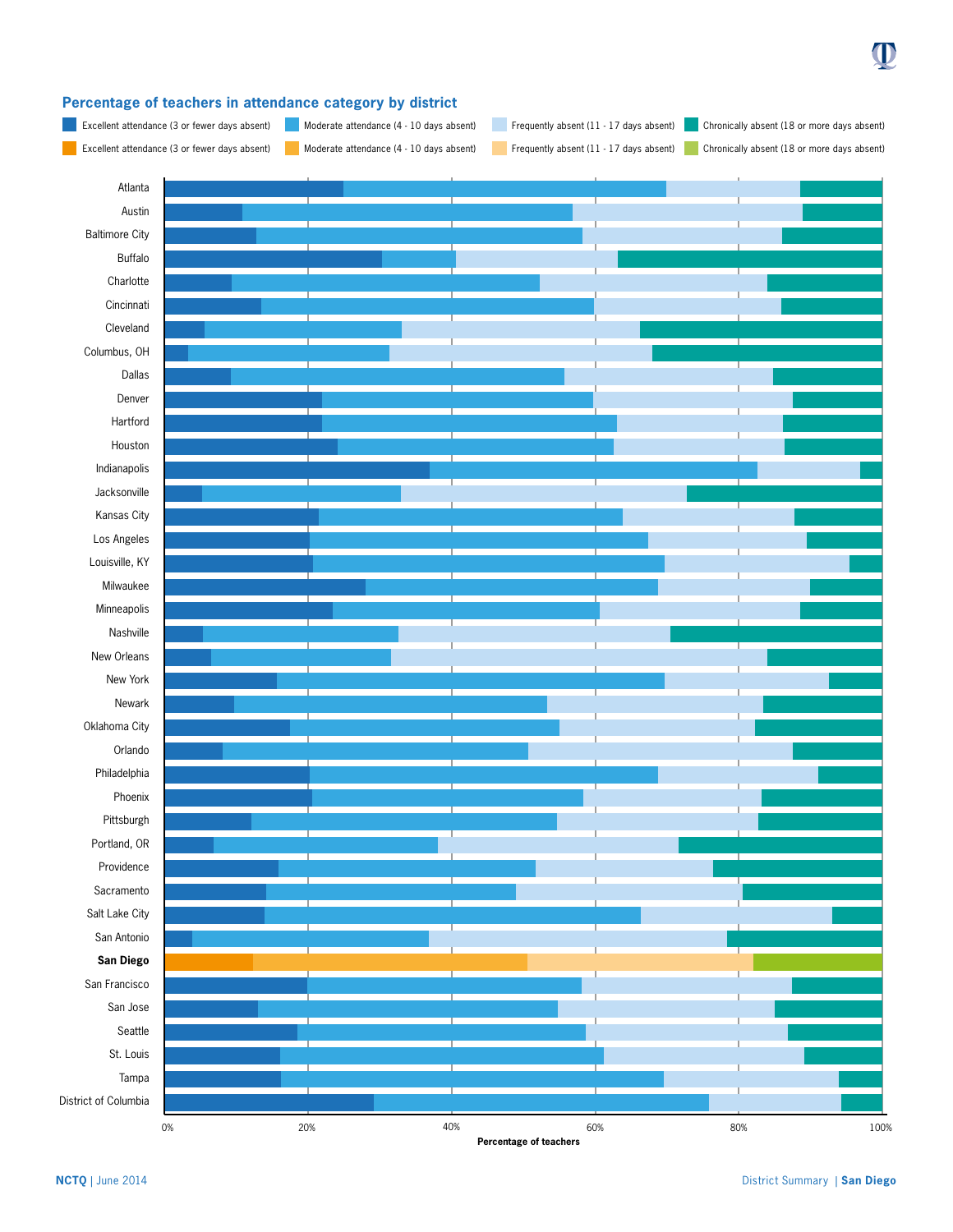## Percentage of teachers in attendance category by district

Excellent attendance (3 or fewer days absent)
Moderate attendance (4 - 10 days absent)
Frequently absent (11 - 17 days absent)
Chronically absent (18 or more days absent)
Excellent attendance (3 or fewer days absent)
Moderate attendance (4 - 10 days absent)
Frequently absent (11 - 17 days absent)
Chronically absent (18 or more days absent)

Atlanta
Austin
Baltimore City
Buffalo
Charlotte
Cincinnati
Cleveland
Columbus, OH
Dallas
Denver
Hartford
Houston
Indianapolis
Jacksonville
Kansas City
Los Angeles
Louisville, KY
Milwaukee
Minneapolis
Nashville
New Orleans
New York
Newark
Oklahoma City
Orlando
Philadelphia
Phoenix
Pittsburgh
Portland, OR
Providence
Sacramento
Salt Lake City
San Antonio
**San Diego**
San Francisco
San Jose
Seattle
St. Louis
Tampa
District of Columbia

0%
20%
40%
60%
80%
100%

Percentage of teachers

NCTQ | June 2014

District Summary | **San Diego**